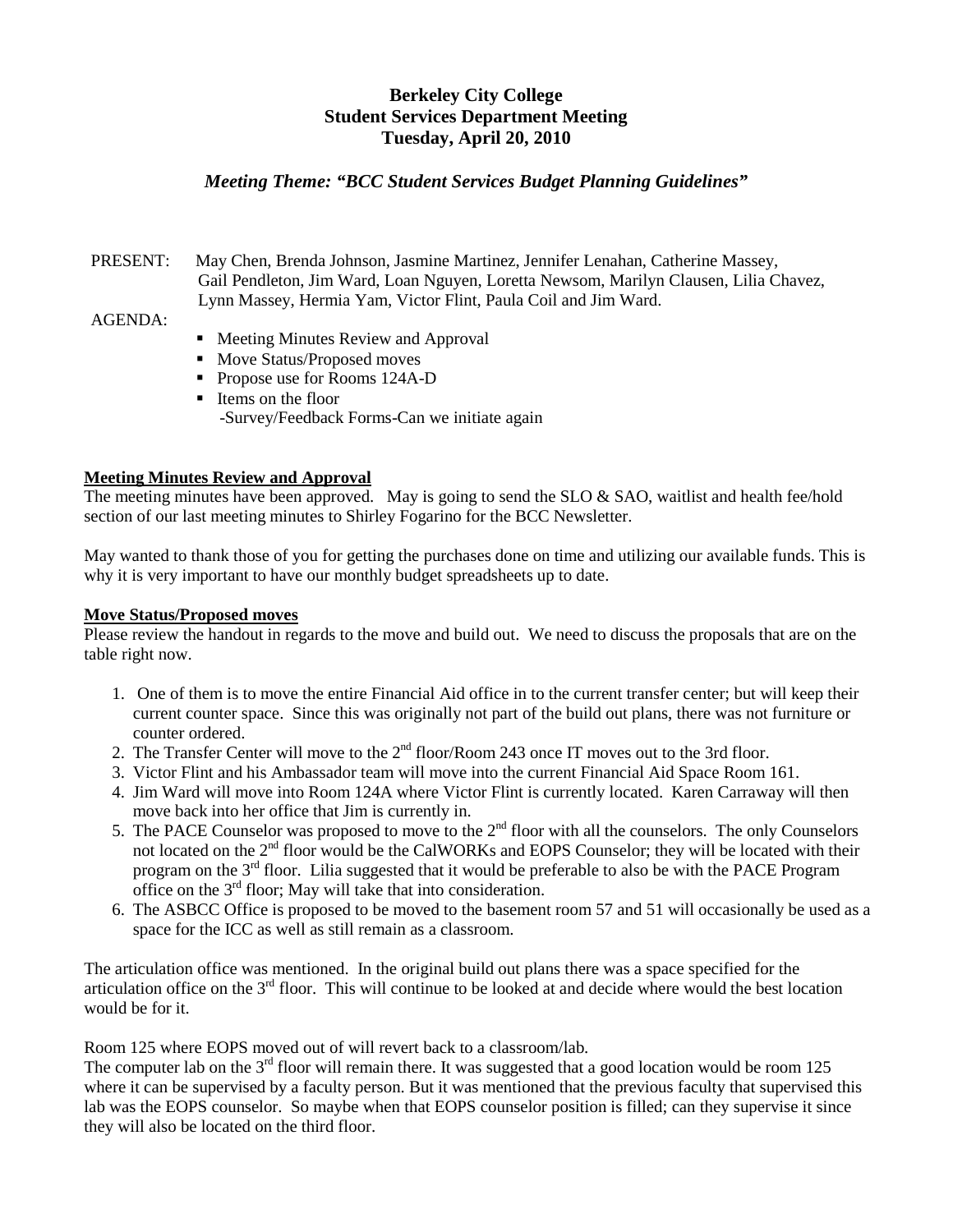**Berkeley City College**
**Student Services Department Meeting**
**Tuesday, April 20, 2010**

***Meeting Theme: "BCC Student Services Budget Planning Guidelines"***

PRESENT: May Chen, Brenda Johnson, Jasmine Martinez, Jennifer Lenahan, Catherine Massey, Gail Pendleton, Jim Ward, Loan Nguyen, Loretta Newsom, Marilyn Clausen, Lilia Chavez, Lynn Massey, Hermia Yam, Victor Flint, Paula Coil and Jim Ward.

AGENDA:

- Meeting Minutes Review and Approval
- Move Status/Proposed moves
- Propose use for Rooms 124A-D
- Items on the floor
  -Survey/Feedback Forms-Can we initiate again

**Meeting Minutes Review and Approval**

The meeting minutes have been approved. May is going to send the SLO & SAO, waitlist and health fee/hold section of our last meeting minutes to Shirley Fogarino for the BCC Newsletter.

May wanted to thank those of you for getting the purchases done on time and utilizing our available funds. This is why it is very important to have our monthly budget spreadsheets up to date.

**Move Status/Proposed moves**

Please review the handout in regards to the move and build out. We need to discuss the proposals that are on the table right now.

1. One of them is to move the entire Financial Aid office in to the current transfer center; but will keep their current counter space. Since this was originally not part of the build out plans, there was not furniture or counter ordered.
2. The Transfer Center will move to the 2nd floor/Room 243 once IT moves out to the 3rd floor.
3. Victor Flint and his Ambassador team will move into the current Financial Aid Space Room 161.
4. Jim Ward will move into Room 124A where Victor Flint is currently located. Karen Carraway will then move back into her office that Jim is currently in.
5. The PACE Counselor was proposed to move to the 2nd floor with all the counselors. The only Counselors not located on the 2nd floor would be the CalWORKs and EOPS Counselor; they will be located with their program on the 3rd floor. Lilia suggested that it would be preferable to also be with the PACE Program office on the 3rd floor; May will take that into consideration.
6. The ASBCC Office is proposed to be moved to the basement room 57 and 51 will occasionally be used as a space for the ICC as well as still remain as a classroom.

The articulation office was mentioned. In the original build out plans there was a space specified for the articulation office on the 3rd floor. This will continue to be looked at and decide where would the best location would be for it.

Room 125 where EOPS moved out of will revert back to a classroom/lab.
The computer lab on the 3rd floor will remain there. It was suggested that a good location would be room 125 where it can be supervised by a faculty person. But it was mentioned that the previous faculty that supervised this lab was the EOPS counselor. So maybe when that EOPS counselor position is filled; can they supervise it since they will also be located on the third floor.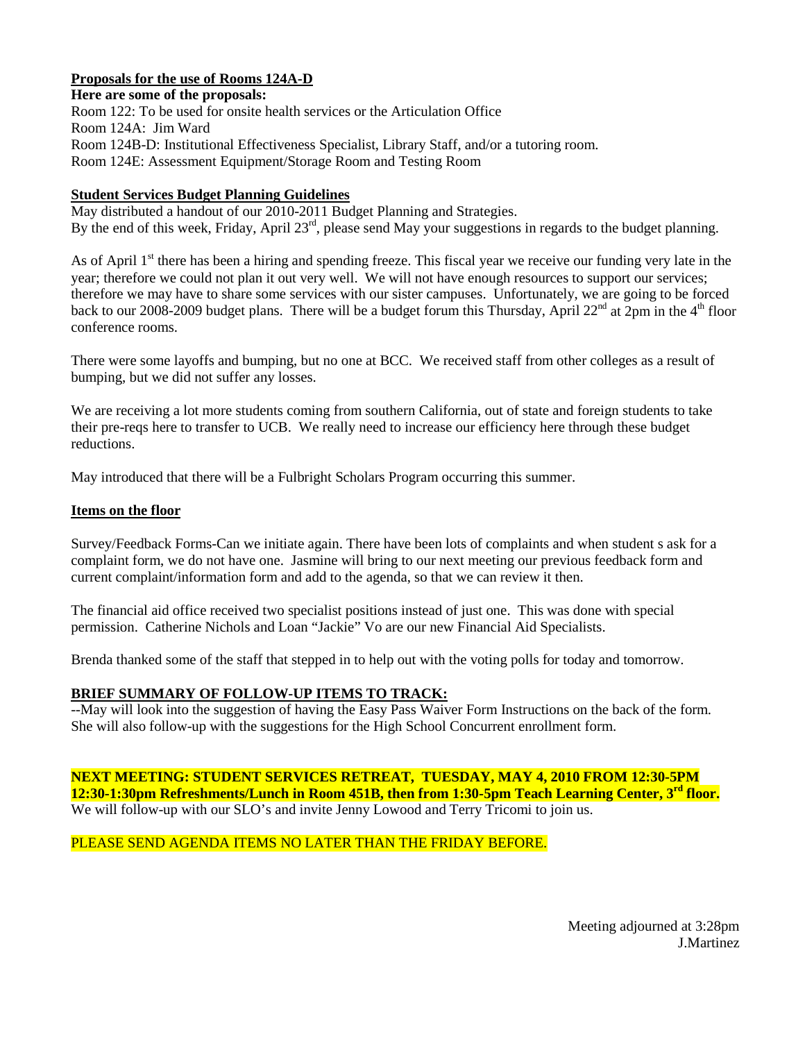**Proposals for the use of Rooms 124A-D**

**Here are some of the proposals:**

Room 122: To be used for onsite health services or the Articulation Office
Room 124A: Jim Ward
Room 124B-D: Institutional Effectiveness Specialist, Library Staff, and/or a tutoring room.
Room 124E: Assessment Equipment/Storage Room and Testing Room

**Student Services Budget Planning Guidelines**

May distributed a handout of our 2010-2011 Budget Planning and Strategies.
By the end of this week, Friday, April 23rd, please send May your suggestions in regards to the budget planning.

As of April 1st there has been a hiring and spending freeze. This fiscal year we receive our funding very late in the year; therefore we could not plan it out very well. We will not have enough resources to support our services; therefore we may have to share some services with our sister campuses. Unfortunately, we are going to be forced back to our 2008-2009 budget plans. There will be a budget forum this Thursday, April 22nd at 2pm in the 4th floor conference rooms.

There were some layoffs and bumping, but no one at BCC. We received staff from other colleges as a result of bumping, but we did not suffer any losses.

We are receiving a lot more students coming from southern California, out of state and foreign students to take their pre-reqs here to transfer to UCB. We really need to increase our efficiency here through these budget reductions.

May introduced that there will be a Fulbright Scholars Program occurring this summer.

**Items on the floor**

Survey/Feedback Forms-Can we initiate again. There have been lots of complaints and when student s ask for a complaint form, we do not have one. Jasmine will bring to our next meeting our previous feedback form and current complaint/information form and add to the agenda, so that we can review it then.

The financial aid office received two specialist positions instead of just one. This was done with special permission. Catherine Nichols and Loan "Jackie" Vo are our new Financial Aid Specialists.

Brenda thanked some of the staff that stepped in to help out with the voting polls for today and tomorrow.

**BRIEF SUMMARY OF FOLLOW-UP ITEMS TO TRACK:**

--May will look into the suggestion of having the Easy Pass Waiver Form Instructions on the back of the form. She will also follow-up with the suggestions for the High School Concurrent enrollment form.

**NEXT MEETING: STUDENT SERVICES RETREAT, TUESDAY, MAY 4, 2010 FROM 12:30-5PM**
**12:30-1:30pm Refreshments/Lunch in Room 451B, then from 1:30-5pm Teach Learning Center, 3rd floor.**
We will follow-up with our SLO's and invite Jenny Lowood and Terry Tricomi to join us.

PLEASE SEND AGENDA ITEMS NO LATER THAN THE FRIDAY BEFORE.

Meeting adjourned at 3:28pm
J.Martinez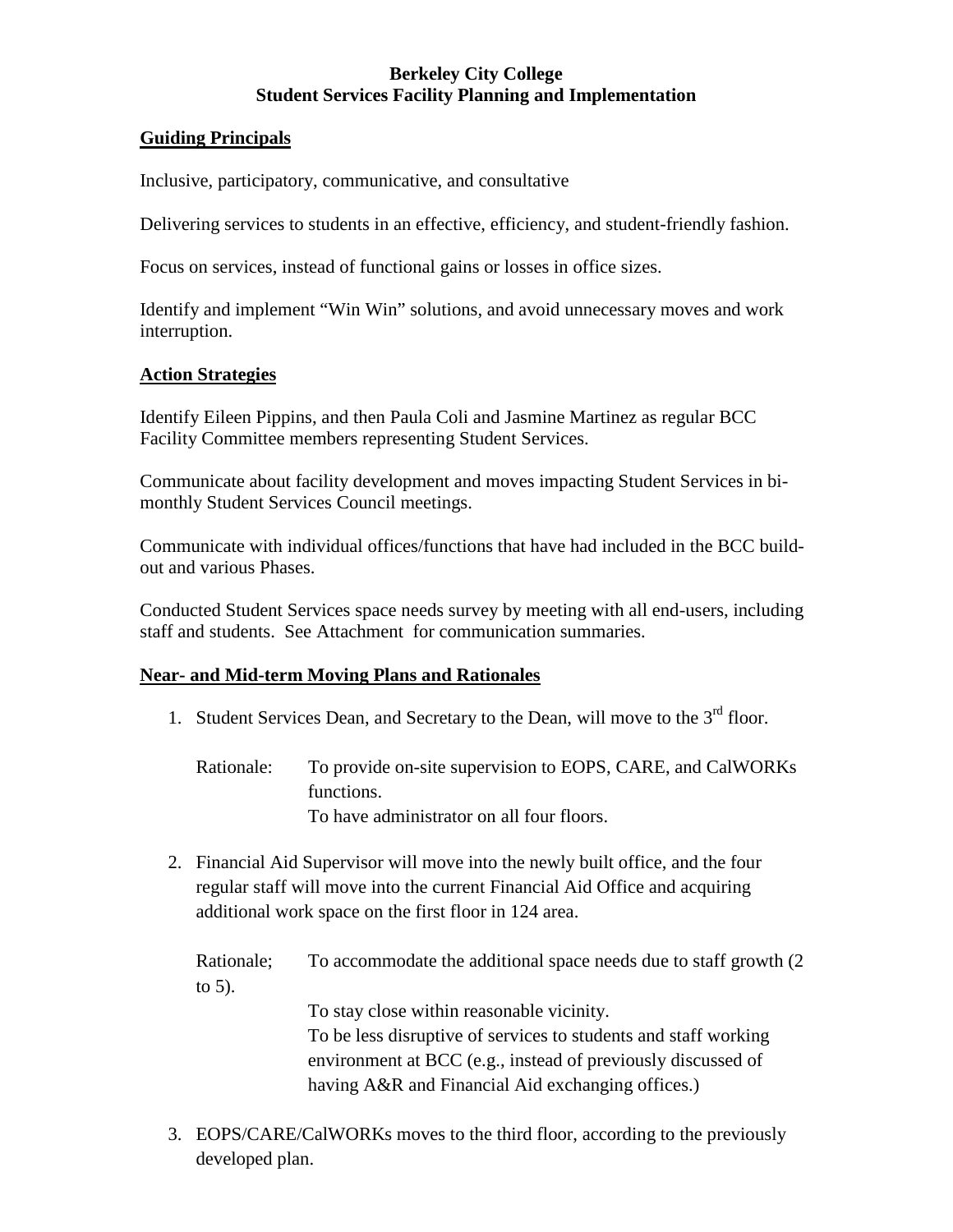**Berkeley City College**
**Student Services Facility Planning and Implementation**

## Guiding Principals

Inclusive, participatory, communicative, and consultative

Delivering services to students in an effective, efficiency, and student-friendly fashion.

Focus on services, instead of functional gains or losses in office sizes.

Identify and implement "Win Win" solutions, and avoid unnecessary moves and work interruption.

## Action Strategies

Identify Eileen Pippins, and then Paula Coli and Jasmine Martinez as regular BCC Facility Committee members representing Student Services.

Communicate about facility development and moves impacting Student Services in bi-monthly Student Services Council meetings.

Communicate with individual offices/functions that have had included in the BCC build-out and various Phases.

Conducted Student Services space needs survey by meeting with all end-users, including staff and students. See Attachment for communication summaries.

## Near- and Mid-term Moving Plans and Rationales

1. Student Services Dean, and Secretary to the Dean, will move to the 3rd floor.

   Rationale: To provide on-site supervision to EOPS, CARE, and CalWORKs functions.
   To have administrator on all four floors.

2. Financial Aid Supervisor will move into the newly built office, and the four regular staff will move into the current Financial Aid Office and acquiring additional work space on the first floor in 124 area.

   Rationale; To accommodate the additional space needs due to staff growth (2 to 5).
   To stay close within reasonable vicinity.
   To be less disruptive of services to students and staff working environment at BCC (e.g., instead of previously discussed of having A&R and Financial Aid exchanging offices.)

3. EOPS/CARE/CalWORKs moves to the third floor, according to the previously developed plan.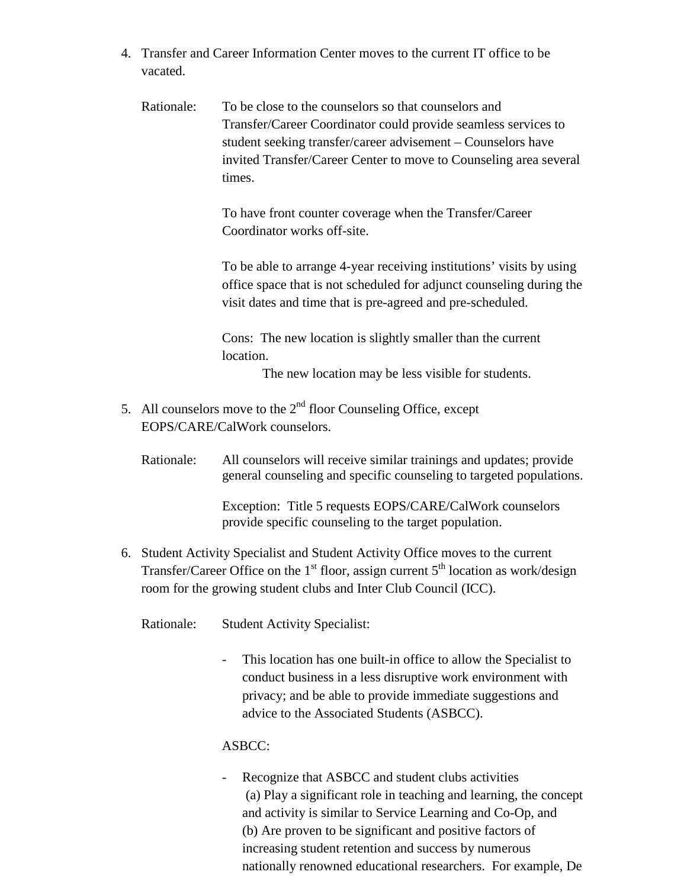4. Transfer and Career Information Center moves to the current IT office to be vacated.

   Rationale: To be close to the counselors so that counselors and Transfer/Career Coordinator could provide seamless services to student seeking transfer/career advisement – Counselors have invited Transfer/Career Center to move to Counseling area several times.

   To have front counter coverage when the Transfer/Career Coordinator works off-site.

   To be able to arrange 4-year receiving institutions' visits by using office space that is not scheduled for adjunct counseling during the visit dates and time that is pre-agreed and pre-scheduled.

   Cons: The new location is slightly smaller than the current location.
   The new location may be less visible for students.

5. All counselors move to the 2nd floor Counseling Office, except EOPS/CARE/CalWork counselors.

   Rationale: All counselors will receive similar trainings and updates; provide general counseling and specific counseling to targeted populations.

   Exception: Title 5 requests EOPS/CARE/CalWork counselors provide specific counseling to the target population.

6. Student Activity Specialist and Student Activity Office moves to the current Transfer/Career Office on the 1st floor, assign current 5th location as work/design room for the growing student clubs and Inter Club Council (ICC).

   Rationale: Student Activity Specialist:

   - This location has one built-in office to allow the Specialist to conduct business in a less disruptive work environment with privacy; and be able to provide immediate suggestions and advice to the Associated Students (ASBCC).

   ASBCC:

   - Recognize that ASBCC and student clubs activities
     (a) Play a significant role in teaching and learning, the concept and activity is similar to Service Learning and Co-Op, and
     (b) Are proven to be significant and positive factors of increasing student retention and success by numerous nationally renowned educational researchers. For example, De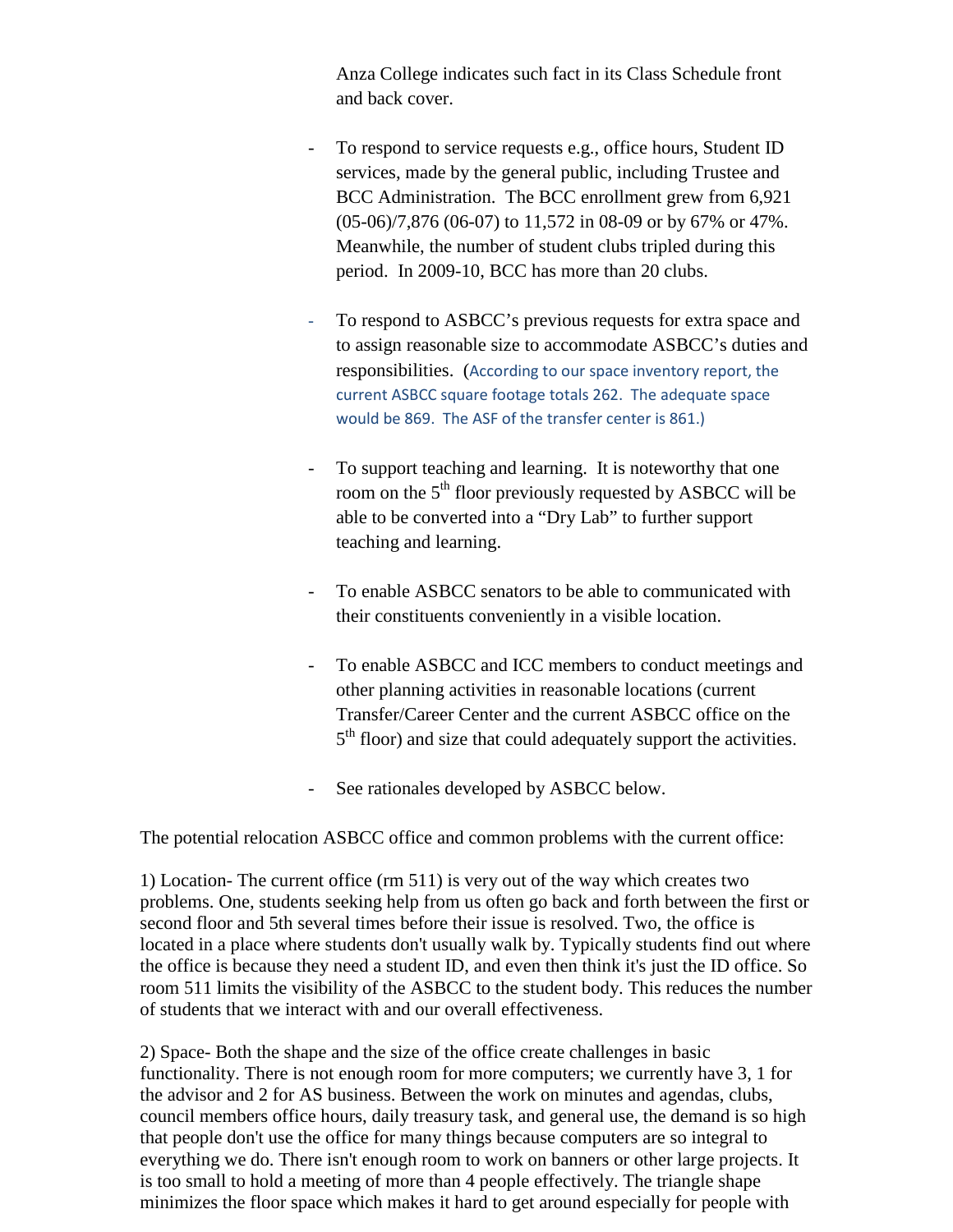Anza College indicates such fact in its Class Schedule front and back cover.

- To respond to service requests e.g., office hours, Student ID services, made by the general public, including Trustee and BCC Administration. The BCC enrollment grew from 6,921 (05-06)/7,876 (06-07) to 11,572 in 08-09 or by 67% or 47%. Meanwhile, the number of student clubs tripled during this period. In 2009-10, BCC has more than 20 clubs.

- To respond to ASBCC's previous requests for extra space and to assign reasonable size to accommodate ASBCC's duties and responsibilities. (According to our space inventory report, the current ASBCC square footage totals 262. The adequate space would be 869. The ASF of the transfer center is 861.)

- To support teaching and learning. It is noteworthy that one room on the 5th floor previously requested by ASBCC will be able to be converted into a "Dry Lab" to further support teaching and learning.

- To enable ASBCC senators to be able to communicated with their constituents conveniently in a visible location.

- To enable ASBCC and ICC members to conduct meetings and other planning activities in reasonable locations (current Transfer/Career Center and the current ASBCC office on the 5th floor) and size that could adequately support the activities.

- See rationales developed by ASBCC below.

The potential relocation ASBCC office and common problems with the current office:

1) Location- The current office (rm 511) is very out of the way which creates two problems. One, students seeking help from us often go back and forth between the first or second floor and 5th several times before their issue is resolved. Two, the office is located in a place where students don't usually walk by. Typically students find out where the office is because they need a student ID, and even then think it's just the ID office. So room 511 limits the visibility of the ASBCC to the student body. This reduces the number of students that we interact with and our overall effectiveness.

2) Space- Both the shape and the size of the office create challenges in basic functionality. There is not enough room for more computers; we currently have 3, 1 for the advisor and 2 for AS business. Between the work on minutes and agendas, clubs, council members office hours, daily treasury task, and general use, the demand is so high that people don't use the office for many things because computers are so integral to everything we do. There isn't enough room to work on banners or other large projects. It is too small to hold a meeting of more than 4 people effectively. The triangle shape minimizes the floor space which makes it hard to get around especially for people with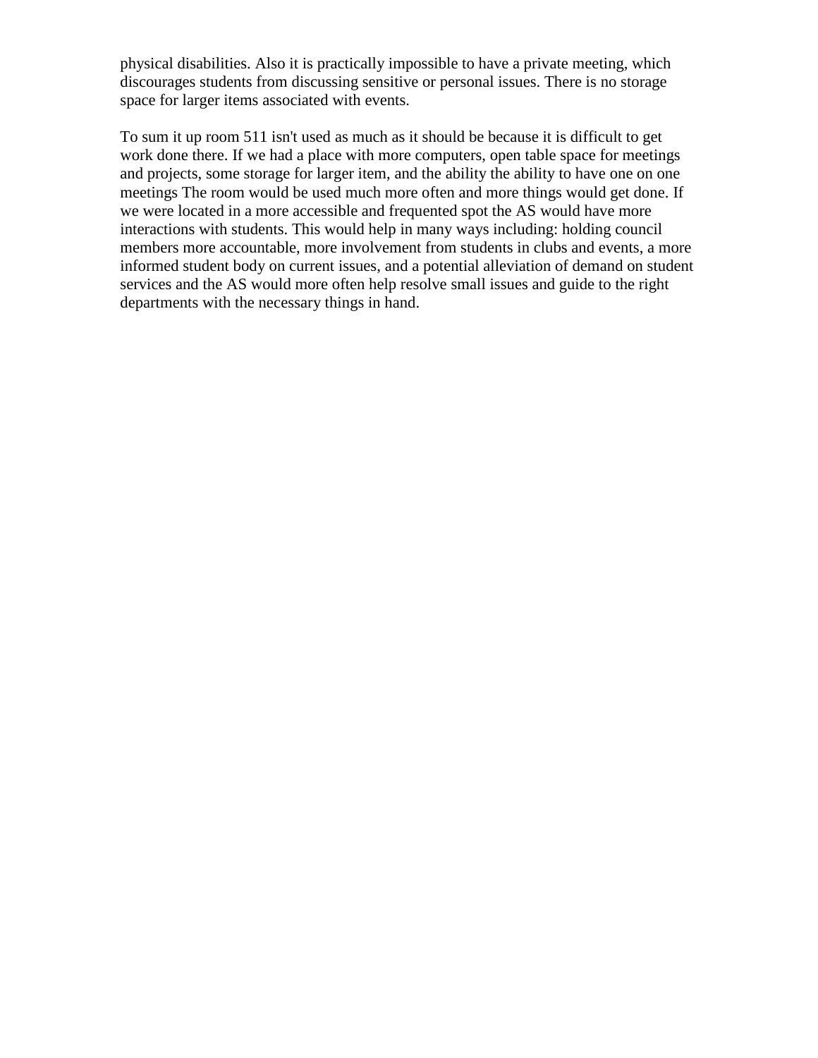physical disabilities. Also it is practically impossible to have a private meeting, which discourages students from discussing sensitive or personal issues. There is no storage space for larger items associated with events.

To sum it up room 511 isn't used as much as it should be because it is difficult to get work done there. If we had a place with more computers, open table space for meetings and projects, some storage for larger item, and the ability the ability to have one on one meetings The room would be used much more often and more things would get done. If we were located in a more accessible and frequented spot the AS would have more interactions with students. This would help in many ways including: holding council members more accountable, more involvement from students in clubs and events, a more informed student body on current issues, and a potential alleviation of demand on student services and the AS would more often help resolve small issues and guide to the right departments with the necessary things in hand.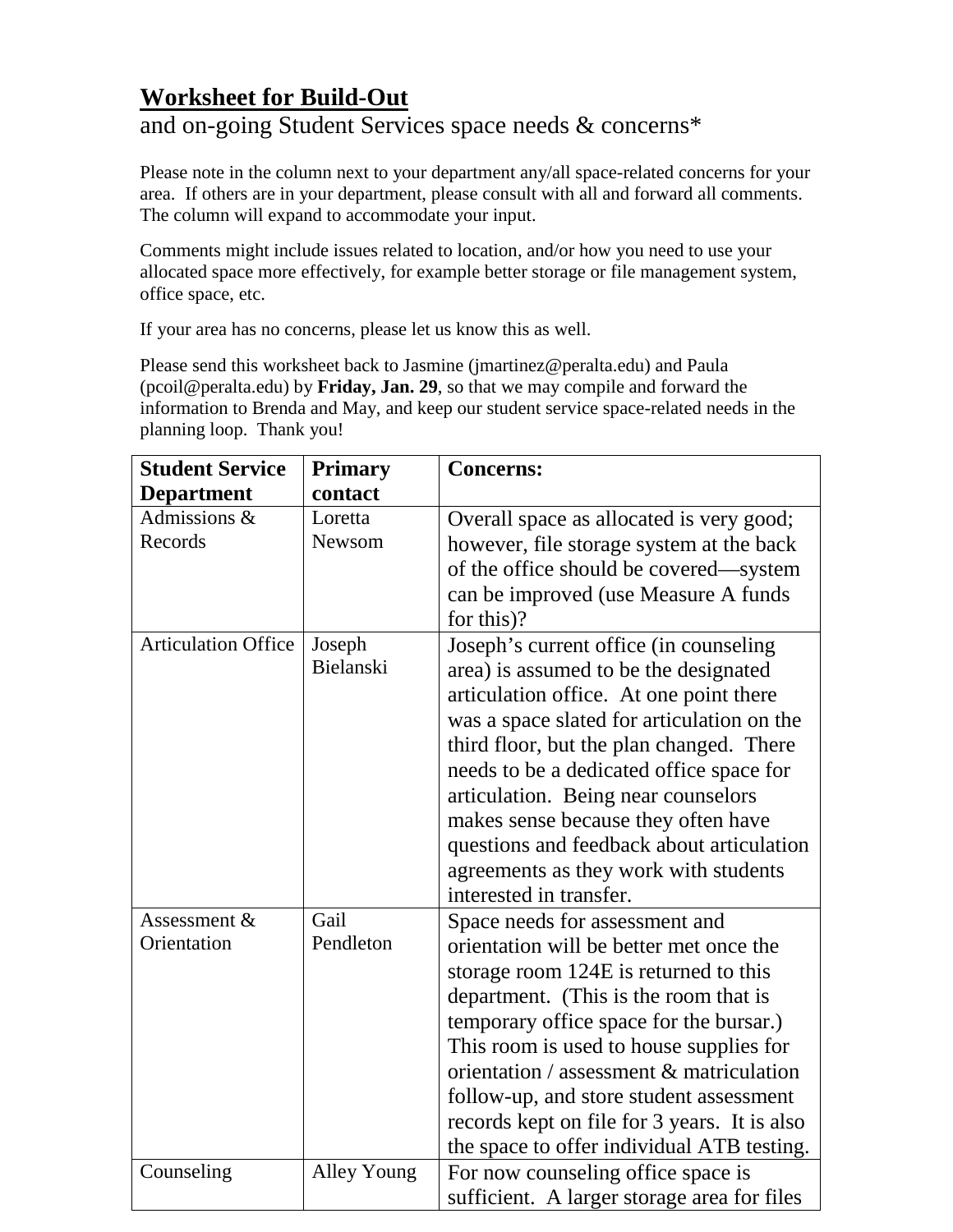**<u>Worksheet for Build-Out</u>**

and on-going Student Services space needs & concerns*

Please note in the column next to your department any/all space-related concerns for your area. If others are in your department, please consult with all and forward all comments. The column will expand to accommodate your input.

Comments might include issues related to location, and/or how you need to use your allocated space more effectively, for example better storage or file management system, office space, etc.

If your area has no concerns, please let us know this as well.

Please send this worksheet back to Jasmine (jmartinez@peralta.edu) and Paula (pcoil@peralta.edu) by **Friday, Jan. 29**, so that we may compile and forward the information to Brenda and May, and keep our student service space-related needs in the planning loop. Thank you!

| **Student Service Department** | **Primary contact** | **Concerns:** |
|---|---|---|
| Admissions & Records | Loretta Newsom | Overall space as allocated is very good; however, file storage system at the back of the office should be covered—system can be improved (use Measure A funds for this)? |
| Articulation Office | Joseph Bielanski | Joseph's current office (in counseling area) is assumed to be the designated articulation office. At one point there was a space slated for articulation on the third floor, but the plan changed. There needs to be a dedicated office space for articulation. Being near counselors makes sense because they often have questions and feedback about articulation agreements as they work with students interested in transfer. |
| Assessment & Orientation | Gail Pendleton | Space needs for assessment and orientation will be better met once the storage room 124E is returned to this department. (This is the room that is temporary office space for the bursar.) This room is used to house supplies for orientation / assessment & matriculation follow-up, and store student assessment records kept on file for 3 years. It is also the space to offer individual ATB testing. |
| Counseling | Alley Young | For now counseling office space is sufficient. A larger storage area for files |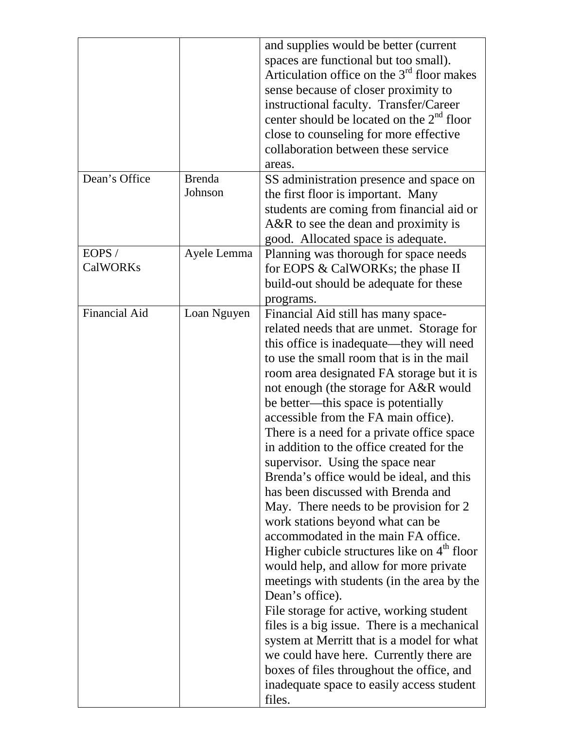| | | |
|---|---|---|
| | | and supplies would be better (current spaces are functional but too small). Articulation office on the 3rd floor makes sense because of closer proximity to instructional faculty. Transfer/Career center should be located on the 2nd floor close to counseling for more effective collaboration between these service areas. |
| Dean's Office | Brenda Johnson | SS administration presence and space on the first floor is important. Many students are coming from financial aid or A&R to see the dean and proximity is good. Allocated space is adequate. |
| EOPS / CalWORKs | Ayele Lemma | Planning was thorough for space needs for EOPS & CalWORKs; the phase II build-out should be adequate for these programs. |
| Financial Aid | Loan Nguyen | Financial Aid still has many space-related needs that are unmet. Storage for this office is inadequate—they will need to use the small room that is in the mail room area designated FA storage but it is not enough (the storage for A&R would be better—this space is potentially accessible from the FA main office). There is a need for a private office space in addition to the office created for the supervisor. Using the space near Brenda's office would be ideal, and this has been discussed with Brenda and May. There needs to be provision for 2 work stations beyond what can be accommodated in the main FA office. Higher cubicle structures like on 4th floor would help, and allow for more private meetings with students (in the area by the Dean's office).<br>File storage for active, working student files is a big issue. There is a mechanical system at Merritt that is a model for what we could have here. Currently there are boxes of files throughout the office, and inadequate space to easily access student files. |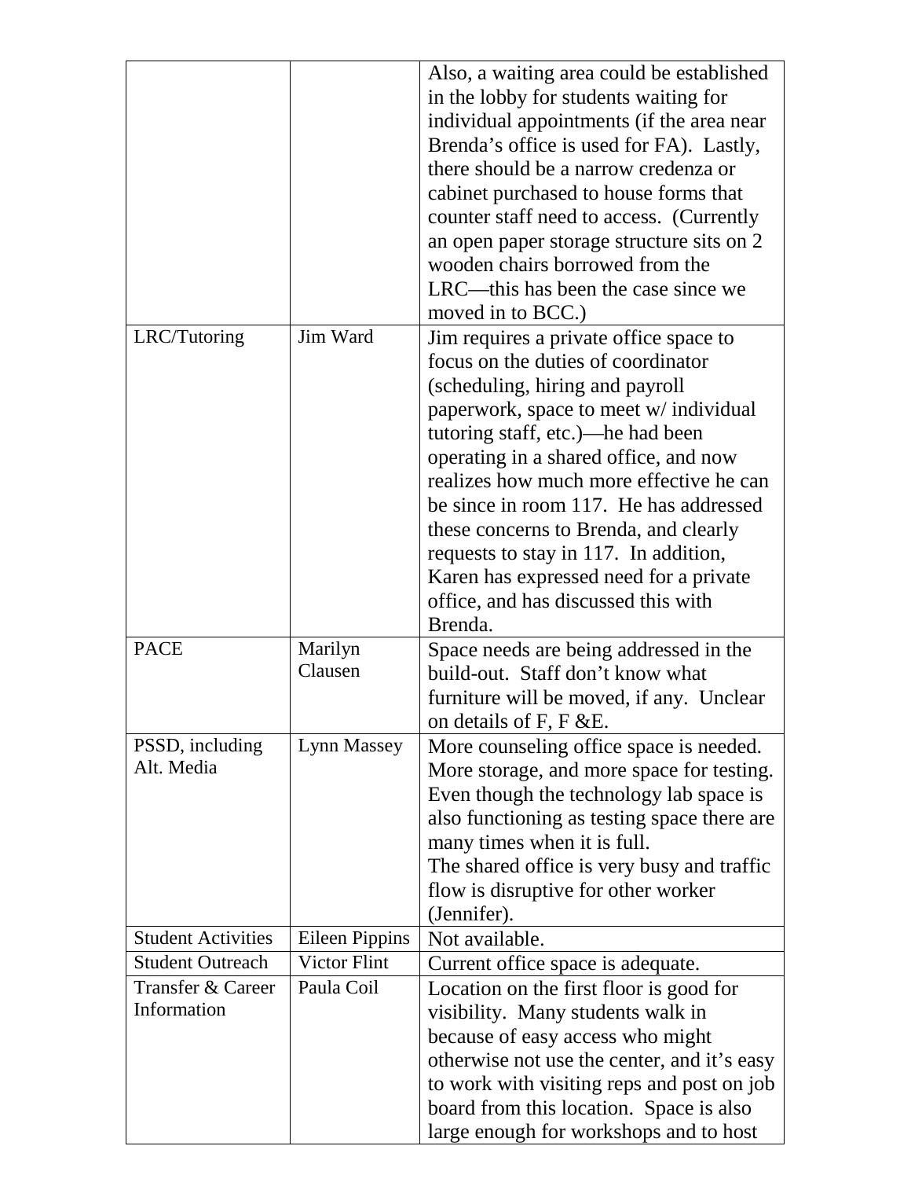| | | |
|---|---|---|
| | | Also, a waiting area could be established in the lobby for students waiting for individual appointments (if the area near Brenda's office is used for FA). Lastly, there should be a narrow credenza or cabinet purchased to house forms that counter staff need to access. (Currently an open paper storage structure sits on 2 wooden chairs borrowed from the LRC—this has been the case since we moved in to BCC.) |
| LRC/Tutoring | Jim Ward | Jim requires a private office space to focus on the duties of coordinator (scheduling, hiring and payroll paperwork, space to meet w/ individual tutoring staff, etc.)—he had been operating in a shared office, and now realizes how much more effective he can be since in room 117. He has addressed these concerns to Brenda, and clearly requests to stay in 117. In addition, Karen has expressed need for a private office, and has discussed this with Brenda. |
| PACE | Marilyn Clausen | Space needs are being addressed in the build-out. Staff don't know what furniture will be moved, if any. Unclear on details of F, F &E. |
| PSSD, including Alt. Media | Lynn Massey | More counseling office space is needed. More storage, and more space for testing. Even though the technology lab space is also functioning as testing space there are many times when it is full.<br>The shared office is very busy and traffic flow is disruptive for other worker (Jennifer). |
| Student Activities | Eileen Pippins | Not available. |
| Student Outreach | Victor Flint | Current office space is adequate. |
| Transfer & Career Information | Paula Coil | Location on the first floor is good for visibility. Many students walk in because of easy access who might otherwise not use the center, and it's easy to work with visiting reps and post on job board from this location. Space is also large enough for workshops and to host |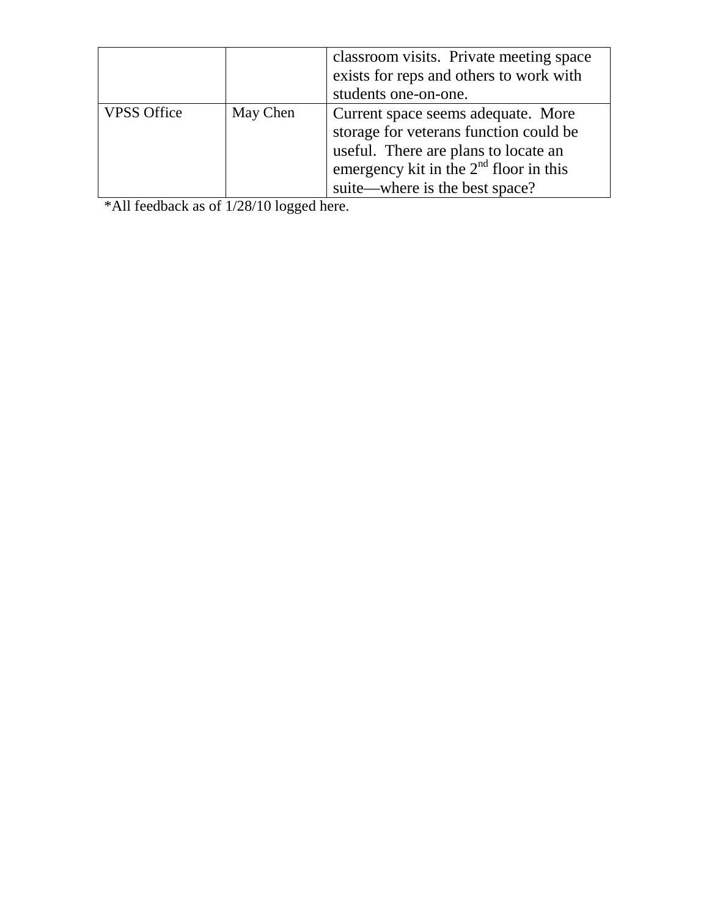| | | |
|---|---|---|
| | | classroom visits. Private meeting space exists for reps and others to work with students one-on-one. |
| VPSS Office | May Chen | Current space seems adequate. More storage for veterans function could be useful. There are plans to locate an emergency kit in the 2nd floor in this suite—where is the best space? |

*All feedback as of 1/28/10 logged here.